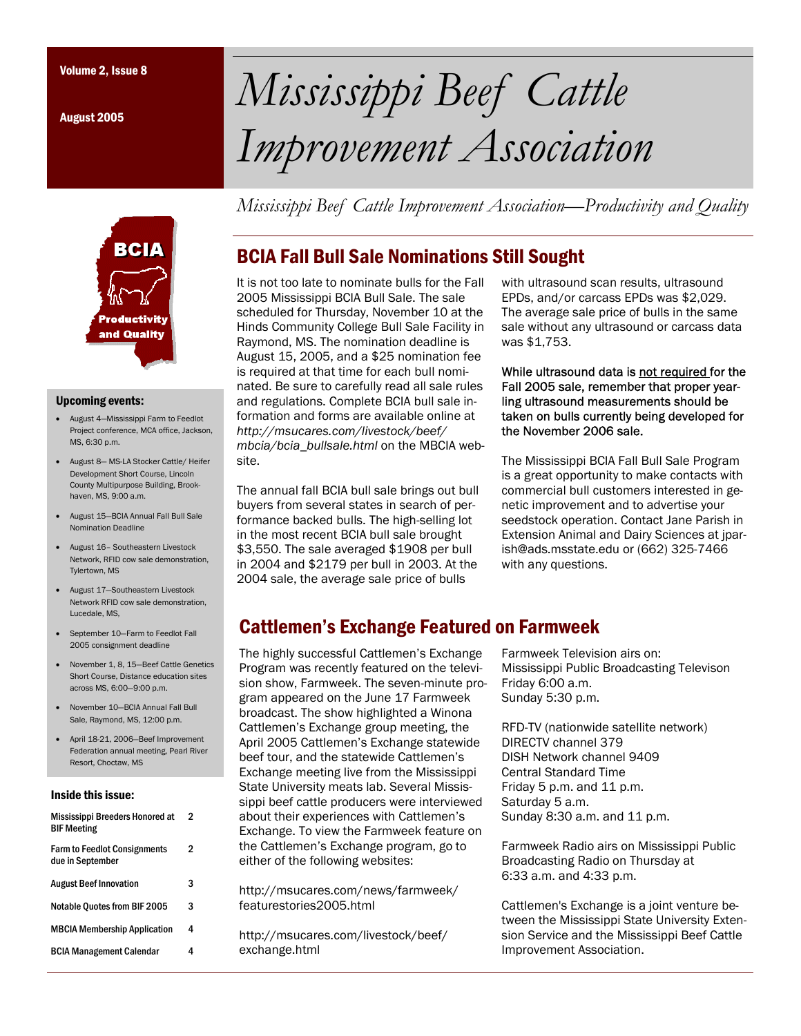Volume 2, Issue 8

August 2005

# Mississippi Beef Cattle Improvement Association

*Mississippi Beef Cattle Improvement Association—Productivity and Quality*

BCIA

Productivity and Quality

## BCIA Fall Bull Sale Nominations Still Sought

It is not too late to nominate bulls for the Fall 2005 Mississippi BCIA Bull Sale. The sale scheduled for Thursday, November 10 at the Hinds Community College Bull Sale Facility in Raymond, MS. The nomination deadline is August 15, 2005, and a $25 nomination fee is required at that time for each bull nominated. Be sure to carefully read all sale rules and regulations. Complete BCIA bull sale information and forms are available online at *http://msucares.com/livestock/beef/mbcia/bcia_bullsale.html* on the MBCIA website.

The annual fall BCIA bull sale brings out bull buyers from several states in search of performance backed bulls. The high-selling lot in the most recent BCIA bull sale brought $3,550. The sale averaged $1908 per bull in 2004 and $2179 per bull in 2003. At the 2004 sale, the average sale price of bulls with ultrasound scan results, ultrasound EPDs, and/or carcass EPDs was $2,029. The average sale price of bulls in the same sale without any ultrasound or carcass data was $1,753.

**While ultrasound data is not required for the Fall 2005 sale, remember that proper yearling ultrasound measurements should be taken on bulls currently being developed for the November 2006 sale.**

The Mississippi BCIA Fall Bull Sale Program is a great opportunity to make contacts with commercial bull customers interested in genetic improvement and to advertise your seedstock operation. Contact Jane Parish in Extension Animal and Dairy Sciences at jparish@ads.msstate.edu or (662) 325-7466 with any questions.

## Cattlemen's Exchange Featured on Farmweek

The highly successful Cattlemen's Exchange Program was recently featured on the television show, Farmweek. The seven-minute program appeared on the June 17 Farmweek broadcast. The show highlighted a Winona Cattlemen's Exchange group meeting, the April 2005 Cattlemen's Exchange statewide beef tour, and the statewide Cattlemen's Exchange meeting live from the Mississippi State University meats lab. Several Mississippi beef cattle producers were interviewed about their experiences with Cattlemen's Exchange. To view the Farmweek feature on the Cattlemen's Exchange program, go to either of the following websites:

http://msucares.com/news/farmweek/featurestories2005.html

http://msucares.com/livestock/beef/exchange.html

Farmweek Television airs on:
Mississippi Public Broadcasting Televison
Friday 6:00 a.m.
Sunday 5:30 p.m.

RFD-TV (nationwide satellite network)
DIRECTV channel 379
DISH Network channel 9409
Central Standard Time
Friday 5 p.m. and 11 p.m.
Saturday 5 a.m.
Sunday 8:30 a.m. and 11 p.m.

Farmweek Radio airs on Mississippi Public Broadcasting Radio on Thursday at 6:33 a.m. and 4:33 p.m.

Cattlemen's Exchange is a joint venture between the Mississippi State University Extension Service and the Mississippi Beef Cattle Improvement Association.

### Upcoming events:

- August 4—Mississippi Farm to Feedlot Project conference, MCA office, Jackson, MS, 6:30 p.m.
- August 8— MS-LA Stocker Cattle/ Heifer Development Short Course, Lincoln County Multipurpose Building, Brookhaven, MS, 9:00 a.m.
- August 15—BCIA Annual Fall Bull Sale Nomination Deadline
- August 16– Southeastern Livestock Network, RFID cow sale demonstration, Tylertown, MS
- August 17—Southeastern Livestock Network RFID cow sale demonstration, Lucedale, MS,
- September 10—Farm to Feedlot Fall 2005 consignment deadline
- November 1, 8, 15—Beef Cattle Genetics Short Course, Distance education sites across MS, 6:00—9:00 p.m.
- November 10—BCIA Annual Fall Bull Sale, Raymond, MS, 12:00 p.m.
- April 18-21, 2006—Beef Improvement Federation annual meeting, Pearl River Resort, Choctaw, MS

### Inside this issue:

| | |
|---|---|
| Mississippi Breeders Honored at BIF Meeting | 2 |
| Farm to Feedlot Consignments due in September | 2 |
| August Beef Innovation | 3 |
| Notable Quotes from BIF 2005 | 3 |
| MBCIA Membership Application | 4 |
| BCIA Management Calendar | 4 |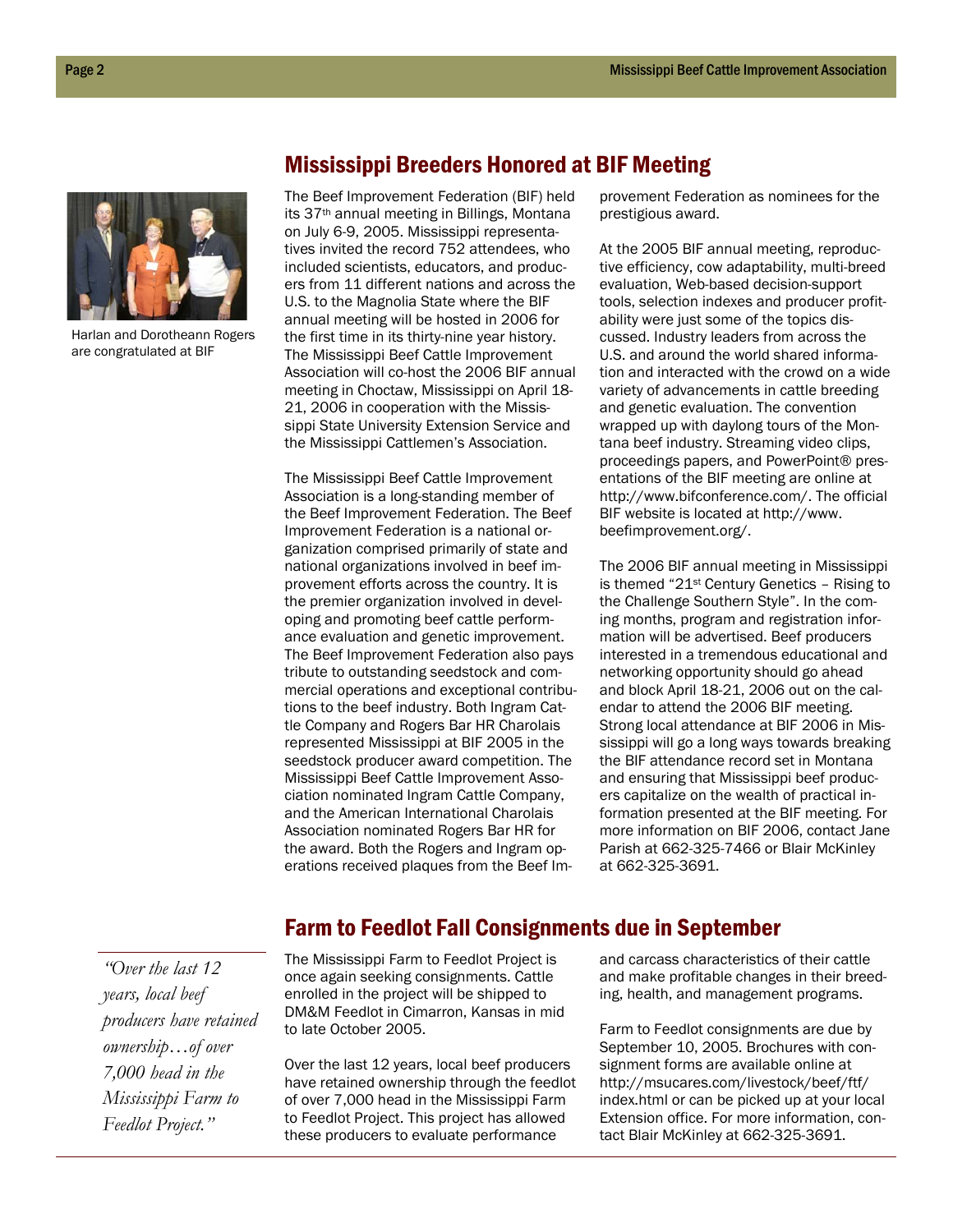## Mississippi Breeders Honored at BIF Meeting

Harlan and Dorotheann Rogers are congratulated at BIF

The Beef Improvement Federation (BIF) held its 37th annual meeting in Billings, Montana on July 6-9, 2005. Mississippi representatives invited the record 752 attendees, who included scientists, educators, and producers from 11 different nations and across the U.S. to the Magnolia State where the BIF annual meeting will be hosted in 2006 for the first time in its thirty-nine year history. The Mississippi Beef Cattle Improvement Association will co-host the 2006 BIF annual meeting in Choctaw, Mississippi on April 18-21, 2006 in cooperation with the Mississippi State University Extension Service and the Mississippi Cattlemen's Association.

The Mississippi Beef Cattle Improvement Association is a long-standing member of the Beef Improvement Federation. The Beef Improvement Federation is a national organization comprised primarily of state and national organizations involved in beef improvement efforts across the country. It is the premier organization involved in developing and promoting beef cattle performance evaluation and genetic improvement. The Beef Improvement Federation also pays tribute to outstanding seedstock and commercial operations and exceptional contributions to the beef industry. Both Ingram Cattle Company and Rogers Bar HR Charolais represented Mississippi at BIF 2005 in the seedstock producer award competition. The Mississippi Beef Cattle Improvement Association nominated Ingram Cattle Company, and the American International Charolais Association nominated Rogers Bar HR for the award. Both the Rogers and Ingram operations received plaques from the Beef Improvement Federation as nominees for the prestigious award.

At the 2005 BIF annual meeting, reproductive efficiency, cow adaptability, multi-breed evaluation, Web-based decision-support tools, selection indexes and producer profitability were just some of the topics discussed. Industry leaders from across the U.S. and around the world shared information and interacted with the crowd on a wide variety of advancements in cattle breeding and genetic evaluation. The convention wrapped up with daylong tours of the Montana beef industry. Streaming video clips, proceedings papers, and PowerPoint® presentations of the BIF meeting are online at http://www.bifconference.com/. The official BIF website is located at http://www.beefimprovement.org/.

The 2006 BIF annual meeting in Mississippi is themed "21st Century Genetics – Rising to the Challenge Southern Style". In the coming months, program and registration information will be advertised. Beef producers interested in a tremendous educational and networking opportunity should go ahead and block April 18-21, 2006 out on the calendar to attend the 2006 BIF meeting. Strong local attendance at BIF 2006 in Mississippi will go a long ways towards breaking the BIF attendance record set in Montana and ensuring that Mississippi beef producers capitalize on the wealth of practical information presented at the BIF meeting. For more information on BIF 2006, contact Jane Parish at 662-325-7466 or Blair McKinley at 662-325-3691.

## Farm to Feedlot Fall Consignments due in September

*"Over the last 12 years, local beef producers have retained ownership…of over 7,000 head in the Mississippi Farm to Feedlot Project."*

The Mississippi Farm to Feedlot Project is once again seeking consignments. Cattle enrolled in the project will be shipped to DM&M Feedlot in Cimarron, Kansas in mid to late October 2005.

Over the last 12 years, local beef producers have retained ownership through the feedlot of over 7,000 head in the Mississippi Farm to Feedlot Project. This project has allowed these producers to evaluate performance and carcass characteristics of their cattle and make profitable changes in their breeding, health, and management programs.

Farm to Feedlot consignments are due by September 10, 2005. Brochures with consignment forms are available online at http://msucares.com/livestock/beef/ftf/index.html or can be picked up at your local Extension office. For more information, contact Blair McKinley at 662-325-3691.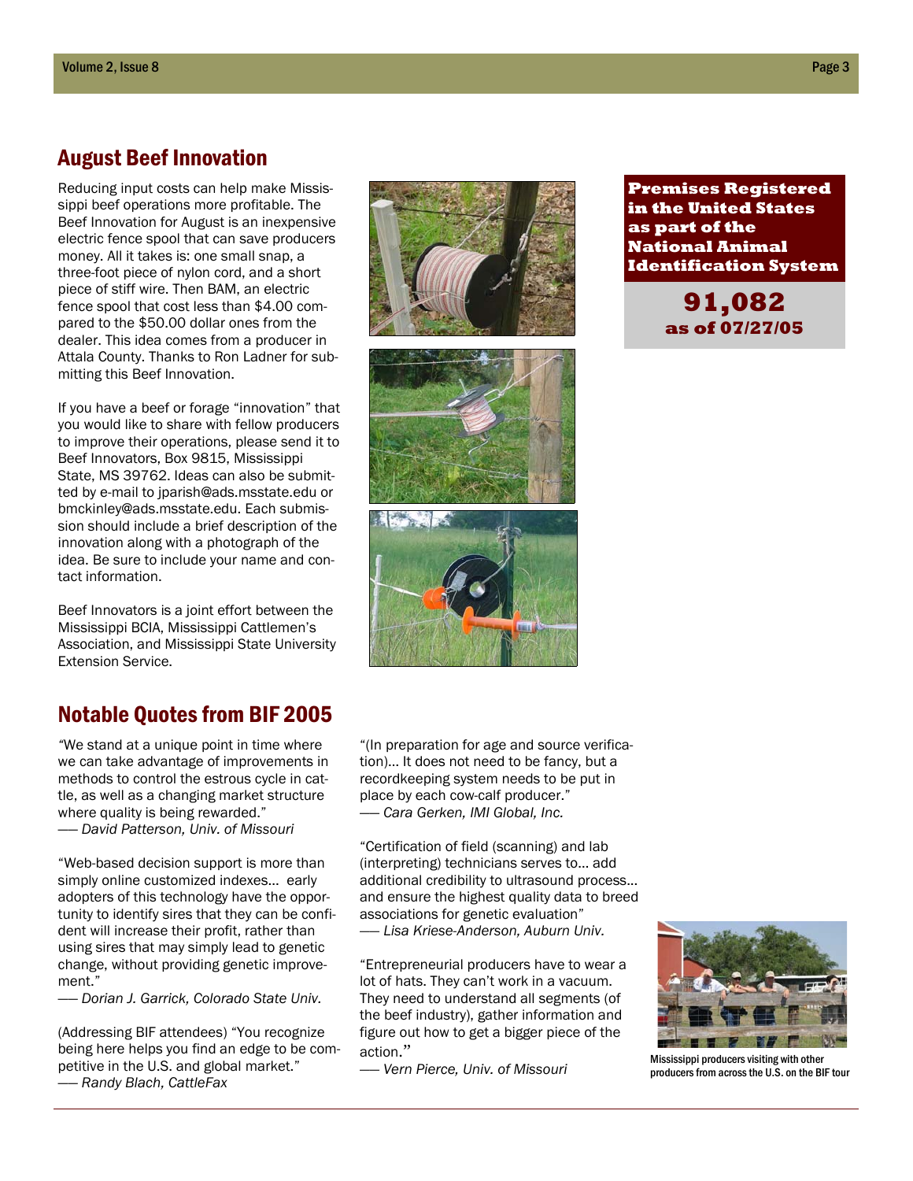## August Beef Innovation

Reducing input costs can help make Mississippi beef operations more profitable. The Beef Innovation for August is an inexpensive electric fence spool that can save producers money. All it takes is: one small snap, a three-foot piece of nylon cord, and a short piece of stiff wire. Then BAM, an electric fence spool that cost less than $4.00 compared to the $50.00 dollar ones from the dealer. This idea comes from a producer in Attala County. Thanks to Ron Ladner for submitting this Beef Innovation.

If you have a beef or forage "innovation" that you would like to share with fellow producers to improve their operations, please send it to Beef Innovators, Box 9815, Mississippi State, MS 39762. Ideas can also be submitted by e-mail to jparish@ads.msstate.edu or bmckinley@ads.msstate.edu. Each submission should include a brief description of the innovation along with a photograph of the idea. Be sure to include your name and contact information.

Beef Innovators is a joint effort between the Mississippi BCIA, Mississippi Cattlemen's Association, and Mississippi State University Extension Service.

**Premises Registered in the United States as part of the National Animal Identification System**

**91,082**
**as of 07/27/05**

## Notable Quotes from BIF 2005

"We stand at a unique point in time where we can take advantage of improvements in methods to control the estrous cycle in cattle, as well as a changing market structure where quality is being rewarded."
— *David Patterson, Univ. of Missouri*

"Web-based decision support is more than simply online customized indexes… early adopters of this technology have the opportunity to identify sires that they can be confident will increase their profit, rather than using sires that may simply lead to genetic change, without providing genetic improvement."
— *Dorian J. Garrick, Colorado State Univ.*

(Addressing BIF attendees) "You recognize being here helps you find an edge to be competitive in the U.S. and global market."
— *Randy Blach, CattleFax*

"(In preparation for age and source verification)… It does not need to be fancy, but a recordkeeping system needs to be put in place by each cow-calf producer."
— *Cara Gerken, IMI Global, Inc.*

"Certification of field (scanning) and lab (interpreting) technicians serves to… add additional credibility to ultrasound process… and ensure the highest quality data to breed associations for genetic evaluation"
— *Lisa Kriese-Anderson, Auburn Univ.*

"Entrepreneurial producers have to wear a lot of hats. They can't work in a vacuum. They need to understand all segments (of the beef industry), gather information and figure out how to get a bigger piece of the action."
— *Vern Pierce, Univ. of Missouri*

Mississippi producers visiting with other producers from across the U.S. on the BIF tour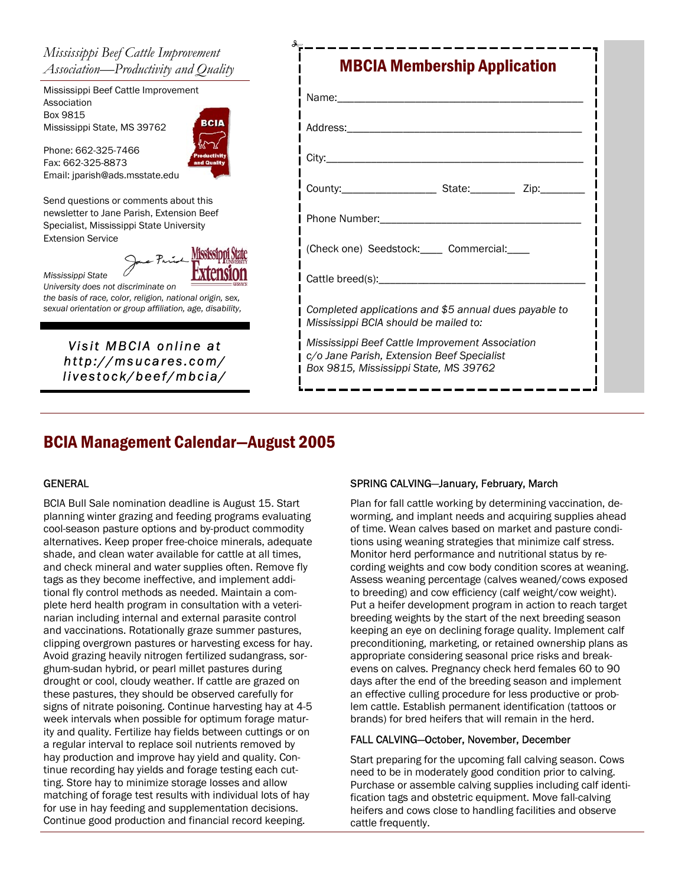*Mississippi Beef Cattle Improvement Association—Productivity and Quality*

Mississippi Beef Cattle Improvement Association
Box 9815
Mississippi State, MS 39762

Phone: 662-325-7466
Fax: 662-325-8873
Email: jparish@ads.msstate.edu

Send questions or comments about this newsletter to Jane Parish, Extension Beef Specialist, Mississippi State University Extension Service

*Mississippi State University does not discriminate on the basis of race, color, religion, national origin, sex, sexual orientation or group affiliation, age, disability,*

*Visit MBCIA online at http://msucares.com/livestock/beef/mbcia/*

## MBCIA Membership Application

Name:___________________________________________

Address:_________________________________________

City:____________________________________________

County:________________ State:________ Zip:________

Phone Number:____________________________________

(Check one) Seedstock:____ Commercial:____

Cattle breed(s):___________________________________

*Completed applications and $5 annual dues payable to Mississippi BCIA should be mailed to:*

*Mississippi Beef Cattle Improvement Association*
*c/o Jane Parish, Extension Beef Specialist*
*Box 9815, Mississippi State, MS 39762*

## BCIA Management Calendar—August 2005

### GENERAL

BCIA Bull Sale nomination deadline is August 15. Start planning winter grazing and feeding programs evaluating cool-season pasture options and by-product commodity alternatives. Keep proper free-choice minerals, adequate shade, and clean water available for cattle at all times, and check mineral and water supplies often. Remove fly tags as they become ineffective, and implement additional fly control methods as needed. Maintain a complete herd health program in consultation with a veterinarian including internal and external parasite control and vaccinations. Rotationally graze summer pastures, clipping overgrown pastures or harvesting excess for hay. Avoid grazing heavily nitrogen fertilized sudangrass, sorghum-sudan hybrid, or pearl millet pastures during drought or cool, cloudy weather. If cattle are grazed on these pastures, they should be observed carefully for signs of nitrate poisoning. Continue harvesting hay at 4-5 week intervals when possible for optimum forage maturity and quality. Fertilize hay fields between cuttings or on a regular interval to replace soil nutrients removed by hay production and improve hay yield and quality. Continue recording hay yields and forage testing each cutting. Store hay to minimize storage losses and allow matching of forage test results with individual lots of hay for use in hay feeding and supplementation decisions. Continue good production and financial record keeping.

### SPRING CALVING—January, February, March

Plan for fall cattle working by determining vaccination, deworming, and implant needs and acquiring supplies ahead of time. Wean calves based on market and pasture conditions using weaning strategies that minimize calf stress. Monitor herd performance and nutritional status by recording weights and cow body condition scores at weaning. Assess weaning percentage (calves weaned/cows exposed to breeding) and cow efficiency (calf weight/cow weight). Put a heifer development program in action to reach target breeding weights by the start of the next breeding season keeping an eye on declining forage quality. Implement calf preconditioning, marketing, or retained ownership plans as appropriate considering seasonal price risks and breakevens on calves. Pregnancy check herd females 60 to 90 days after the end of the breeding season and implement an effective culling procedure for less productive or problem cattle. Establish permanent identification (tattoos or brands) for bred heifers that will remain in the herd.

### FALL CALVING—October, November, December

Start preparing for the upcoming fall calving season. Cows need to be in moderately good condition prior to calving. Purchase or assemble calving supplies including calf identification tags and obstetric equipment. Move fall-calving heifers and cows close to handling facilities and observe cattle frequently.